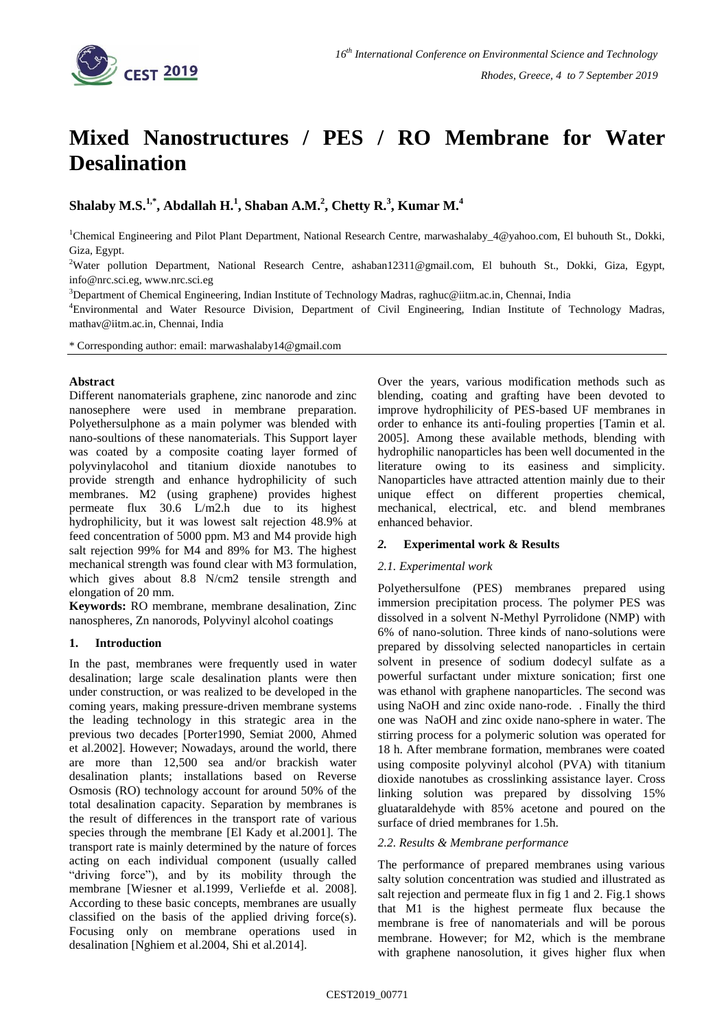# Mixed Nanostructures / PES / RO Membrane for Water Desalination

**Shalaby M.S.[1,*], Abdallah H.[1], Shaban A.M.[2], Chetty R.[3], Kumar M.[4]**

[1]Chemical Engineering and Pilot Plant Department, National Research Centre, marwashalaby_4@yahoo.com, El buhouth St., Dokki, Giza, Egypt.

[2]Water pollution Department, National Research Centre, ashaban12311@gmail.com, El buhouth St., Dokki, Giza, Egypt, info@nrc.sci.eg, www.nrc.sci.eg

[3]Department of Chemical Engineering, Indian Institute of Technology Madras, raghuc@iitm.ac.in, Chennai, India

[4]Environmental and Water Resource Division, Department of Civil Engineering, Indian Institute of Technology Madras, mathav@iitm.ac.in, Chennai, India

\* Corresponding author: email: marwashalaby14@gmail.com

## Abstract

Different nanomaterials graphene, zinc nanorode and zinc nanosephere were used in membrane preparation. Polyethersulphone as a main polymer was blended with nano-soultions of these nanomaterials. This Support layer was coated by a composite coating layer formed of polyvinylacohol and titanium dioxide nanotubes to provide strength and enhance hydrophilicity of such membranes. M2 (using graphene) provides highest permeate flux 30.6 L/m2.h due to its highest hydrophilicity, but it was lowest salt rejection 48.9% at feed concentration of 5000 ppm. M3 and M4 provide high salt rejection 99% for M4 and 89% for M3. The highest mechanical strength was found clear with M3 formulation, which gives about 8.8 N/cm2 tensile strength and elongation of 20 mm.

**Keywords:** RO membrane, membrane desalination, Zinc nanospheres, Zn nanorods, Polyvinyl alcohol coatings

## 1. Introduction

In the past, membranes were frequently used in water desalination; large scale desalination plants were then under construction, or was realized to be developed in the coming years, making pressure-driven membrane systems the leading technology in this strategic area in the previous two decades [Porter1990, Semiat 2000, Ahmed et al.2002]. However; Nowadays, around the world, there are more than 12,500 sea and/or brackish water desalination plants; installations based on Reverse Osmosis (RO) technology account for around 50% of the total desalination capacity. Separation by membranes is the result of differences in the transport rate of various species through the membrane [El Kady et al.2001]. The transport rate is mainly determined by the nature of forces acting on each individual component (usually called "driving force"), and by its mobility through the membrane [Wiesner et al.1999, Verliefde et al. 2008]. According to these basic concepts, membranes are usually classified on the basis of the applied driving force(s). Focusing only on membrane operations used in desalination [Nghiem et al.2004, Shi et al.2014].

Over the years, various modification methods such as blending, coating and grafting have been devoted to improve hydrophilicity of PES-based UF membranes in order to enhance its anti-fouling properties [Tamin et al. 2005]. Among these available methods, blending with hydrophilic nanoparticles has been well documented in the literature owing to its easiness and simplicity. Nanoparticles have attracted attention mainly due to their unique effect on different properties chemical, mechanical, electrical, etc. and blend membranes enhanced behavior.

## 2. Experimental work & Results

### 2.1. Experimental work

Polyethersulfone (PES) membranes prepared using immersion precipitation process. The polymer PES was dissolved in a solvent N-Methyl Pyrrolidone (NMP) with 6% of nano-solution. Three kinds of nano-solutions were prepared by dissolving selected nanoparticles in certain solvent in presence of sodium dodecyl sulfate as a powerful surfactant under mixture sonication; first one was ethanol with graphene nanoparticles. The second was using NaOH and zinc oxide nano-rode. . Finally the third one was NaOH and zinc oxide nano-sphere in water. The stirring process for a polymeric solution was operated for 18 h. After membrane formation, membranes were coated using composite polyvinyl alcohol (PVA) with titanium dioxide nanotubes as crosslinking assistance layer. Cross linking solution was prepared by dissolving 15% gluataraldehyde with 85% acetone and poured on the surface of dried membranes for 1.5h.

### 2.2. Results & Membrane performance

The performance of prepared membranes using various salty solution concentration was studied and illustrated as salt rejection and permeate flux in fig 1 and 2. Fig.1 shows that M1 is the highest permeate flux because the membrane is free of nanomaterials and will be porous membrane. However; for M2, which is the membrane with graphene nanosolution, it gives higher flux when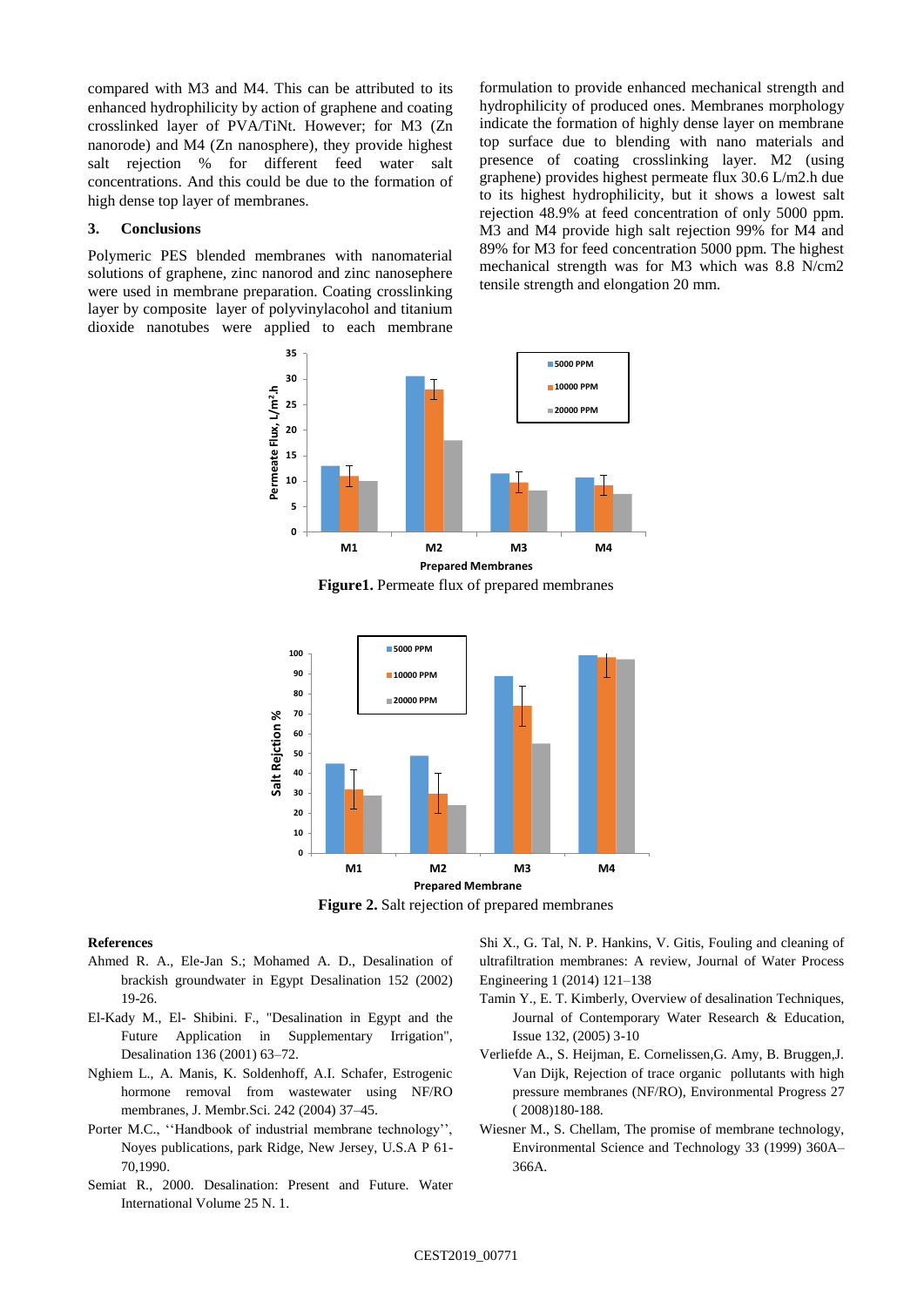compared with M3 and M4. This can be attributed to its enhanced hydrophilicity by action of graphene and coating crosslinked layer of PVA/TiNt. However; for M3 (Zn nanorode) and M4 (Zn nanosphere), they provide highest salt rejection % for different feed water salt concentrations. And this could be due to the formation of high dense top layer of membranes.

## 3. Conclusions

Polymeric PES blended membranes with nanomaterial solutions of graphene, zinc nanorod and zinc nanosephere were used in membrane preparation. Coating crosslinking layer by composite layer of polyvinylacohol and titanium dioxide nanotubes were applied to each membrane formulation to provide enhanced mechanical strength and hydrophilicity of produced ones. Membranes morphology indicate the formation of highly dense layer on membrane top surface due to blending with nano materials and presence of coating crosslinking layer. M2 (using graphene) provides highest permeate flux 30.6 L/m2.h due to its highest hydrophilicity, but it shows a lowest salt rejection 48.9% at feed concentration of only 5000 ppm. M3 and M4 provide high salt rejection 99% for M4 and 89% for M3 for feed concentration 5000 ppm. The highest mechanical strength was for M3 which was 8.8 N/cm2 tensile strength and elongation 20 mm.

Permeate Flux, L/m².h

35
30
25
20
15
10
5
0

M1
M2
M3
M4

Prepared Membranes

5000 PPM
10000 PPM
20000 PPM

**Figure1.** Permeate flux of prepared membranes

Salt Rejction %

100
90
80
70
60
50
40
30
20
10
0

M1
M2
M3
M4

Prepared Membrane

5000 PPM
10000 PPM
20000 PPM

**Figure 2.** Salt rejection of prepared membranes

### References

Ahmed R. A., Ele-Jan S.; Mohamed A. D., Desalination of brackish groundwater in Egypt Desalination 152 (2002) 19-26.

El-Kady M., El- Shibini. F., "Desalination in Egypt and the Future Application in Supplementary Irrigation", Desalination 136 (2001) 63–72.

Nghiem L., A. Manis, K. Soldenhoff, A.I. Schafer, Estrogenic hormone removal from wastewater using NF/RO membranes, J. Membr.Sci. 242 (2004) 37–45.

Porter M.C., ''Handbook of industrial membrane technology'', Noyes publications, park Ridge, New Jersey, U.S.A P 61-70,1990.

Semiat R., 2000. Desalination: Present and Future. Water International Volume 25 N. 1.

Shi X., G. Tal, N. P. Hankins, V. Gitis, Fouling and cleaning of ultrafiltration membranes: A review, Journal of Water Process Engineering 1 (2014) 121–138

Tamin Y., E. T. Kimberly, Overview of desalination Techniques, Journal of Contemporary Water Research & Education, Issue 132, (2005) 3-10

Verliefde A., S. Heijman, E. Cornelissen,G. Amy, B. Bruggen,J. Van Dijk, Rejection of trace organic pollutants with high pressure membranes (NF/RO), Environmental Progress 27 ( 2008)180-188.

Wiesner M., S. Chellam, The promise of membrane technology, Environmental Science and Technology 33 (1999) 360A–366A.